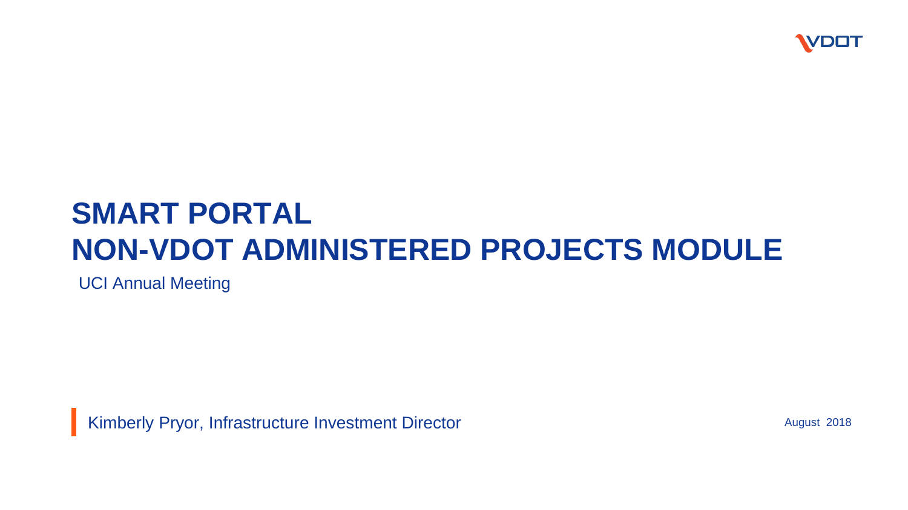# SMART PORTAL
# NON-VDOT ADMINISTERED PROJECTS MODULE

UCI Annual Meeting

Kimberly Pryor, Infrastructure Investment Director

August 2018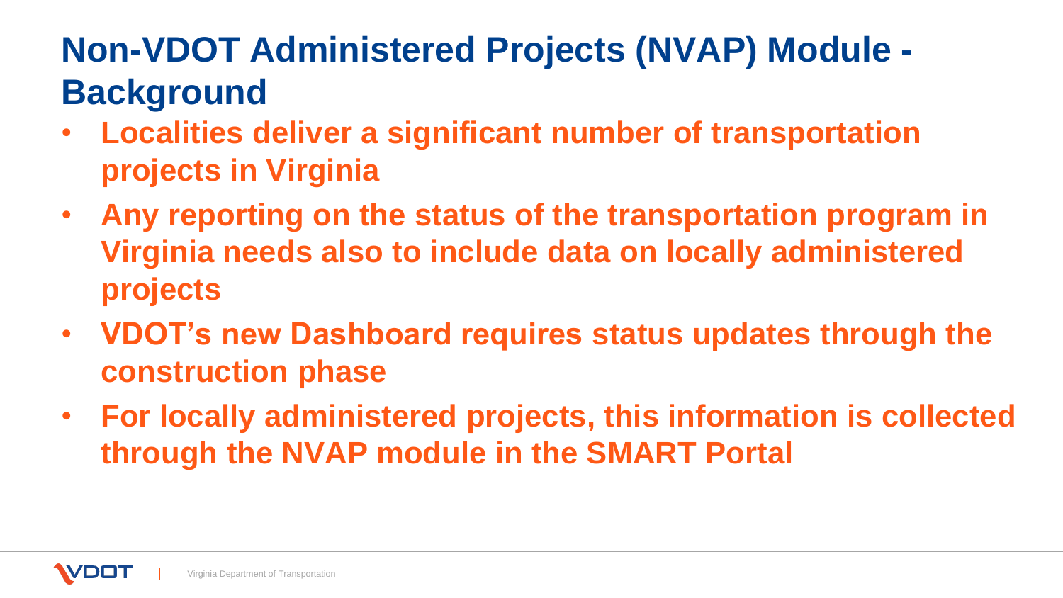# Non-VDOT Administered Projects (NVAP) Module - Background

- **Localities deliver a significant number of transportation projects in Virginia**
- **Any reporting on the status of the transportation program in Virginia needs also to include data on locally administered projects**
- **VDOT's new Dashboard requires status updates through the construction phase**
- **For locally administered projects, this information is collected through the NVAP module in the SMART Portal**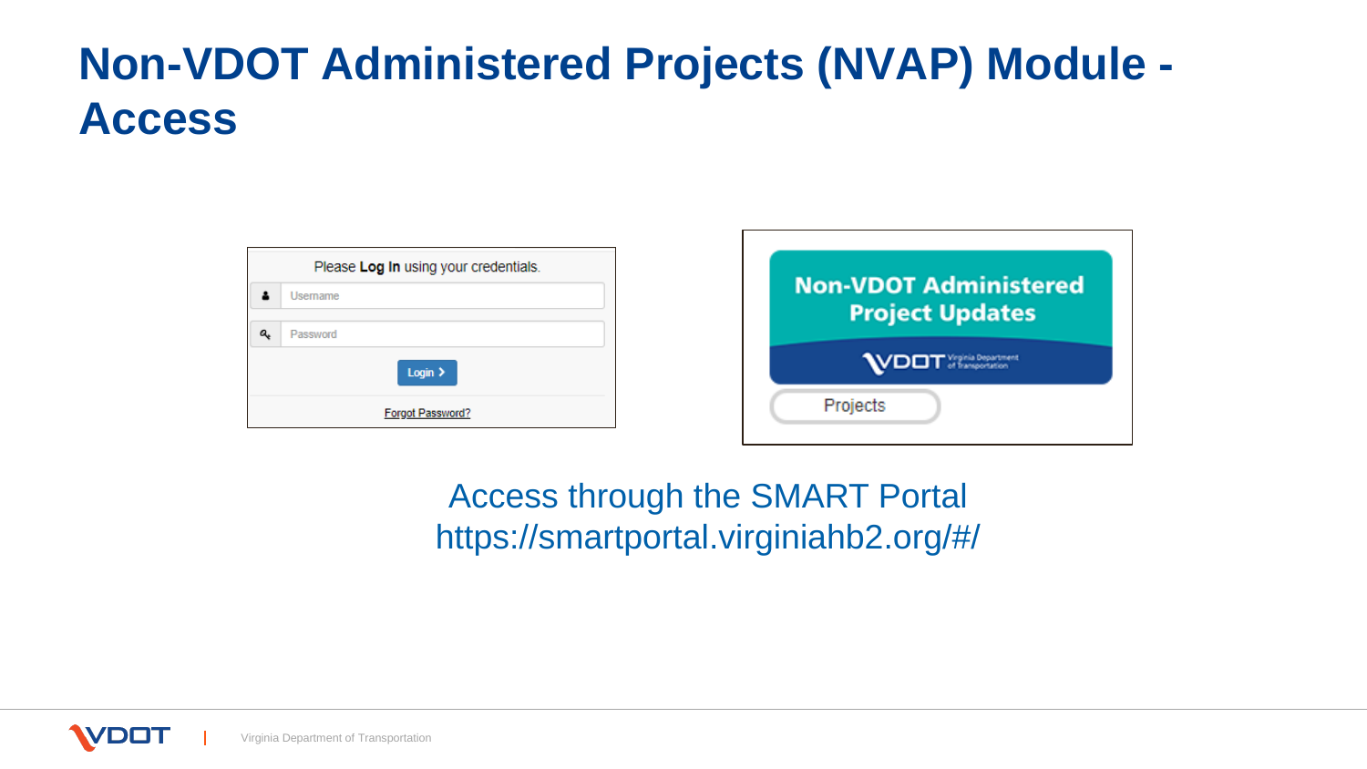# Non-VDOT Administered Projects (NVAP) Module - Access

Access through the SMART Portal
https://smartportal.virginiahb2.org/#/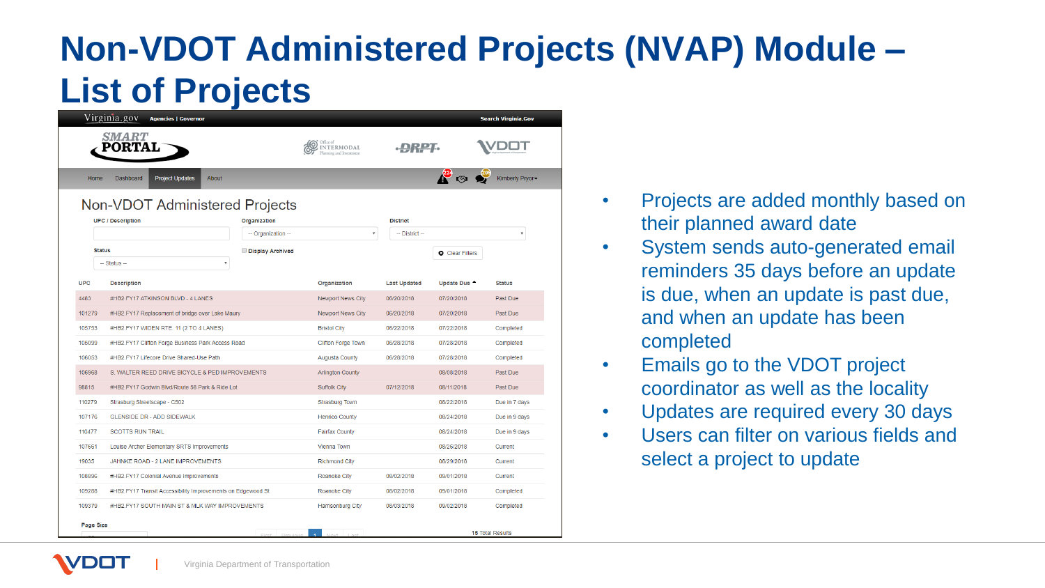# Non-VDOT Administered Projects (NVAP) Module – List of Projects

## Non-VDOT Administered Projects

| UPC | Description | Organization | Last Updated | Update Due | Status |
|---|---|---|---|---|---|
| 4483 | #HB2.FY17 ATKINSON BLVD - 4 LANES | Newport News City | 06/20/2018 | 07/20/2018 | Past Due |
| 101279 | #HB2.FY17 Replacement of bridge over Lake Maury | Newport News City | 06/20/2018 | 07/20/2018 | Past Due |
| 105753 | #HB2.FY17 WIDEN RTE. 11 (2 TO 4 LANES) | Bristol City | 06/22/2018 | 07/22/2018 | Completed |
| 106099 | #HB2.FY17 Clifton Forge Business Park Access Road | Clifton Forge Town | 06/28/2018 | 07/28/2018 | Completed |
| 106053 | #HB2.FY17 Lifecore Drive Shared-Use Path | Augusta County | 06/28/2018 | 07/28/2018 | Completed |
| 106968 | S. WALTER REED DRIVE BICYCLE & PED IMPROVEMENTS | Arlington County | | 08/08/2018 | Past Due |
| 98815 | #HB2.FY17 Godwin Blvd/Route 58 Park & Ride Lot | Suffolk City | 07/12/2018 | 08/11/2018 | Past Due |
| 110279 | Strasburg Streetscape - C502 | Strasburg Town | | 08/22/2018 | Due in 7 days |
| 107176 | GLENSIDE DR - ADD SIDEWALK | Henrico County | | 08/24/2018 | Due in 9 days |
| 110477 | SCOTTS RUN TRAIL | Fairfax County | | 08/24/2018 | Due in 9 days |
| 107661 | Louise Archer Elementary SRTS Improvements | Vienna Town | | 08/26/2018 | Current |
| 19035 | JAHNKE ROAD - 2 LANE IMPROVEMENTS | Richmond City | | 08/29/2018 | Current |
| 108896 | #HB2.FY17 Colonial Avenue Improvements | Roanoke City | 08/02/2018 | 09/01/2018 | Current |
| 109288 | #HB2.FY17 Transit Accessibility Improvements on Edgewood St | Roanoke City | 08/02/2018 | 09/01/2018 | Completed |
| 109379 | #HB2.FY17 SOUTH MAIN ST & MLK WAY IMPROVEMENTS | Harrisonburg City | 08/03/2018 | 09/02/2018 | Completed |

15 Total Results

- Projects are added monthly based on their planned award date
- System sends auto-generated email reminders 35 days before an update is due, when an update is past due, and when an update has been completed
- Emails go to the VDOT project coordinator as well as the locality
- Updates are required every 30 days
- Users can filter on various fields and select a project to update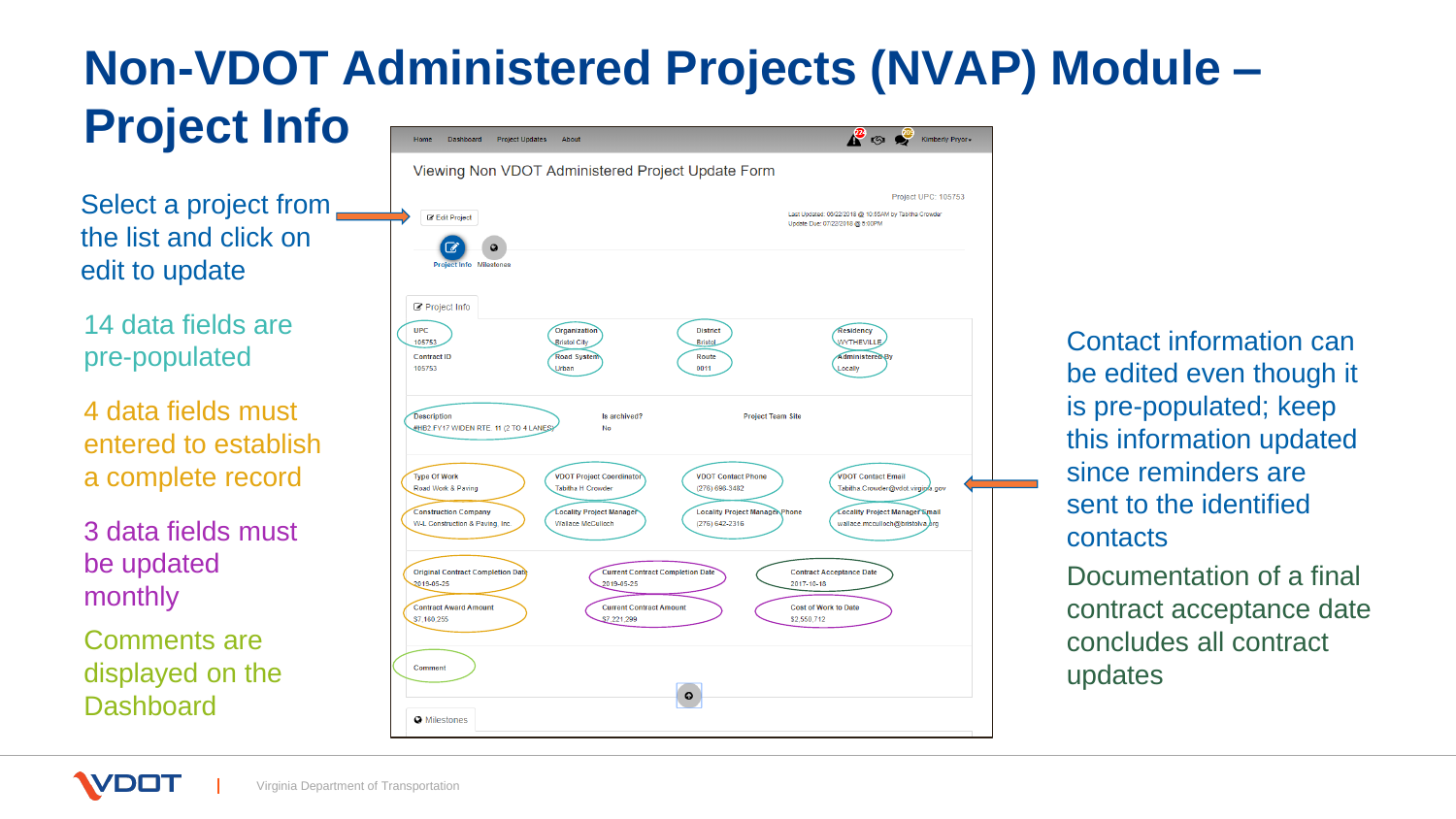# Non-VDOT Administered Projects (NVAP) Module – Project Info

Select a project from the list and click on edit to update

14 data fields are pre-populated

4 data fields must entered to establish a complete record

3 data fields must be updated monthly

Comments are displayed on the Dashboard

Home | Dashboard | Project Updates | About | Kimberly Pryor

Viewing Non VDOT Administered Project Update Form

Project UPC: 105753

Edit Project

Last Updated: 06/22/2018 @ 10:55AM by Tabitha Crowder
Update Due: 07/22/2018 @ 5:00PM

Project Info | Milestones

Project Info

| UPC | Organization | District | Residency |
|---|---|---|---|
| 105753 | Bristol City | Bristol | WYTHEVILLE |
| **Contract ID** | **Road System** | **Route** | **Administered By** |
| 105753 | Urban | 0011 | Locality |

| Description | Is archived? | Project Team Site |
|---|---|---|
| #HB2 FY17 WIDEN RTE. 11 (2 TO 4 LANES) | No | |

| Type Of Work | VDOT Project Coordinator | VDOT Contact Phone | VDOT Contact Email |
|---|---|---|---|
| Road Work & Paving | Tabitha H Crowder | (276) 696-3482 | Tabitha.Crowder@vdot.virginia.gov |
| **Construction Company** | **Locality Project Manager** | **Locality Project Manager Phone** | **Locality Project Manager Email** |
| W-L Construction & Paving, Inc | Wallace McCulloch | (276) 642-2316 | wallace.mcculloch@bristolva.org |

| Original Contract Completion Date | Current Contract Completion Date | Contract Acceptance Date |
|---|---|---|
| 2019-05-25 | 2019-05-25 | 2017-10-15 |
| **Contract Award Amount** | **Current Contract Amount** | **Cost of Work to Date** |
| $7,160,255 | $7,221,299 | $2,550,712 |

Comment

Milestones

Contact information can be edited even though it is pre-populated; keep this information updated since reminders are sent to the identified contacts

Documentation of a final contract acceptance date concludes all contract updates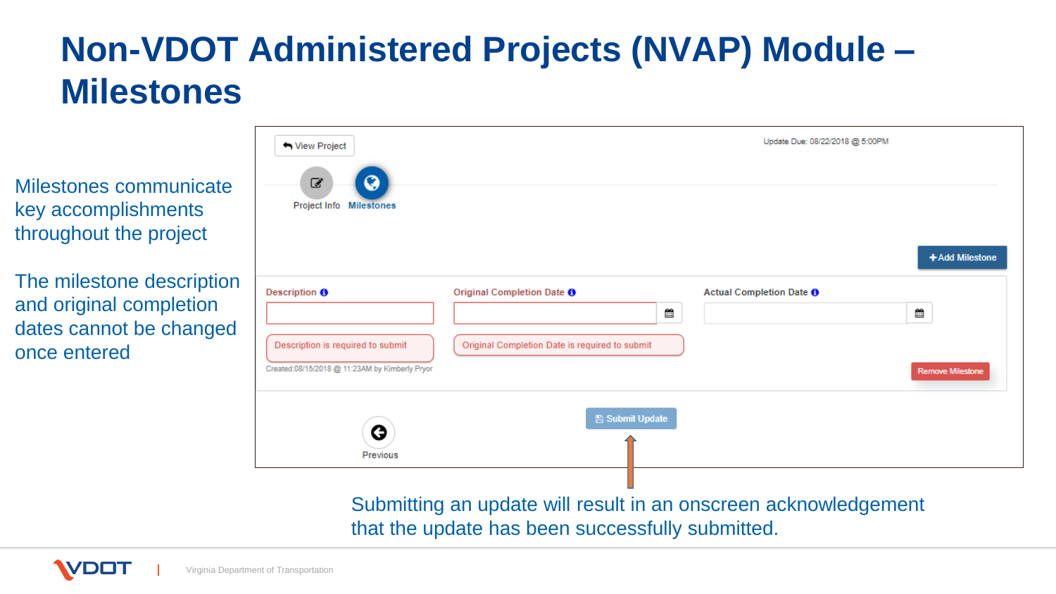# Non-VDOT Administered Projects (NVAP) Module – Milestones

Milestones communicate key accomplishments throughout the project

The milestone description and original completion dates cannot be changed once entered

View Project

Update Due: 08/22/2018 @ 5:00PM

Project Info | Milestones

+ Add Milestone

Description | Original Completion Date | Actual Completion Date

Description is required to submit

Original Completion Date is required to submit

Created:08/15/2018 @ 11:23AM by Kimberly Pryor

Remove Milestone

Submit Update

Previous

Submitting an update will result in an onscreen acknowledgement that the update has been successfully submitted.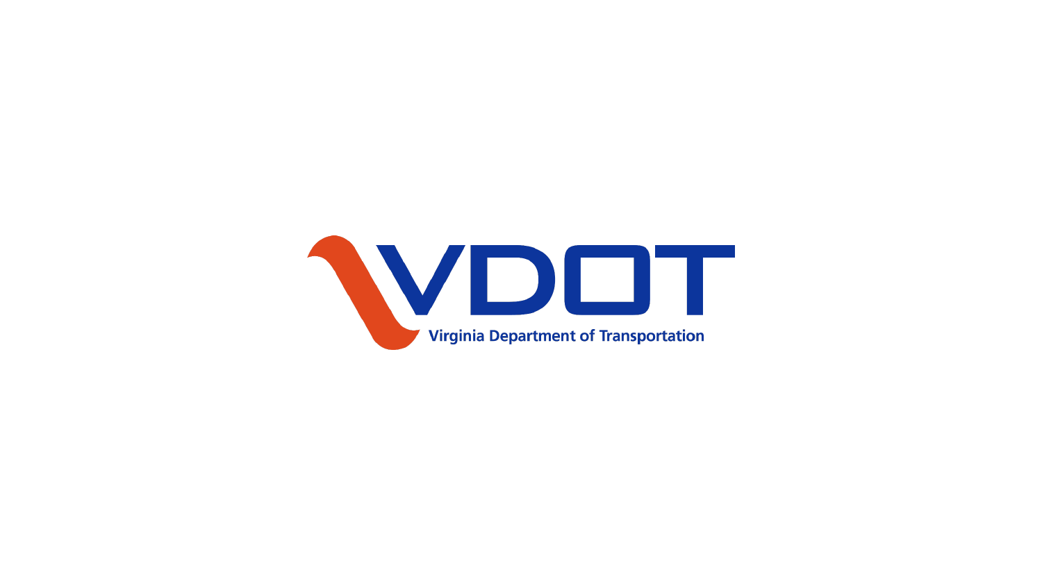VDOT

Virginia Department of Transportation